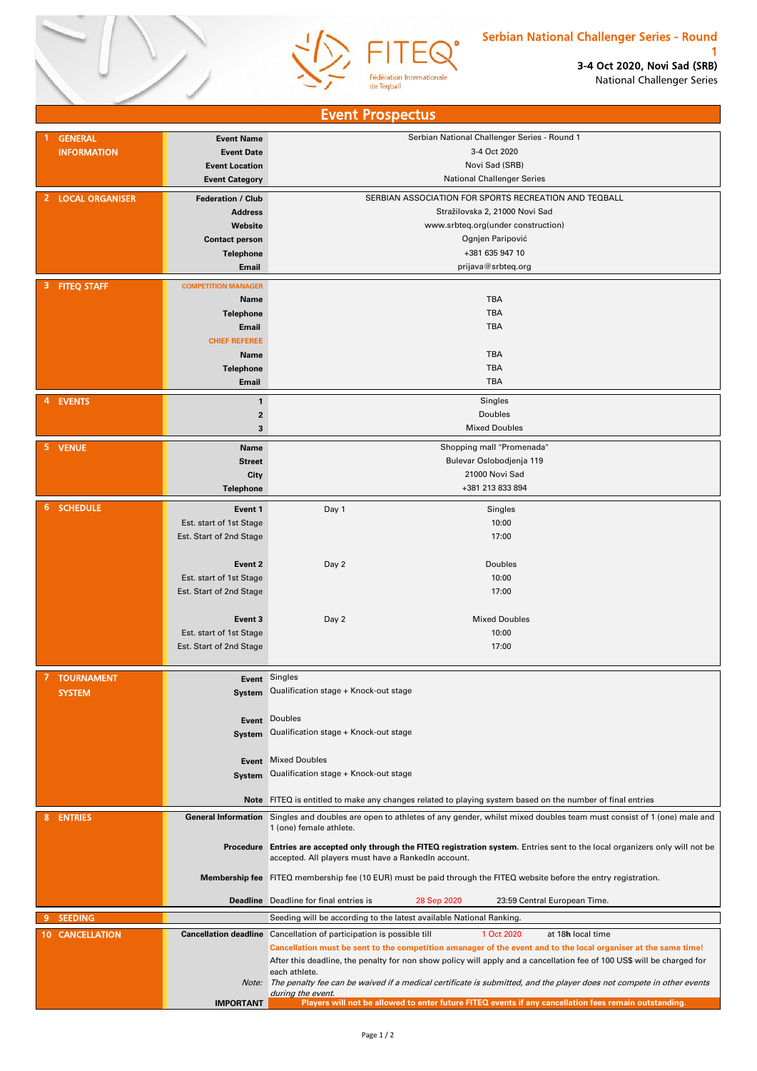# Serbian National Challenger Series - Round 1

**3-4 Oct 2020, Novi Sad (SRB)**
National Challenger Series

FITEQ Fédération Internationale de Teqball

## Event Prospectus

| Section | Field | Details | |
|---|---|---|---|
| **1 GENERAL INFORMATION** | **Event Name** | Serbian National Challenger Series - Round 1 | |
| | **Event Date** | 3-4 Oct 2020 | |
| | **Event Location** | Novi Sad (SRB) | |
| | **Event Category** | National Challenger Series | |
| **2 LOCAL ORGANISER** | **Federation / Club** | SERBIAN ASSOCIATION FOR SPORTS RECREATION AND TEQBALL | |
| | **Address** | Stražilovska 2, 21000 Novi Sad | |
| | **Website** | www.srbteq.org(under construction) | |
| | **Contact person** | Ognjen Paripović | |
| | **Telephone** | +381 635 947 10 | |
| | **Email** | prijava@srbteq.org | |
| **3 FITEQ STAFF** | **COMPETITION MANAGER** | | |
| | **Name** | TBA | |
| | **Telephone** | TBA | |
| | **Email** | TBA | |
| | **CHIEF REFEREE** | | |
| | **Name** | TBA | |
| | **Telephone** | TBA | |
| | **Email** | TBA | |
| **4 EVENTS** | **1** | Singles | |
| | **2** | Doubles | |
| | **3** | Mixed Doubles | |
| **5 VENUE** | **Name** | Shopping mall "Promenada" | |
| | **Street** | Bulevar Oslobodjenja 119 | |
| | **City** | 21000 Novi Sad | |
| | **Telephone** | +381 213 833 894 | |
| **6 SCHEDULE** | **Event 1** | Day 1 | Singles |
| | Est. start of 1st Stage | | 10:00 |
| | Est. Start of 2nd Stage | | 17:00 |
| | **Event 2** | Day 2 | Doubles |
| | Est. start of 1st Stage | | 10:00 |
| | Est. Start of 2nd Stage | | 17:00 |
| | **Event 3** | Day 2 | Mixed Doubles |
| | Est. start of 1st Stage | | 10:00 |
| | Est. Start of 2nd Stage | | 17:00 |
| **7 TOURNAMENT SYSTEM** | **Event** | Singles | |
| | **System** | Qualification stage + Knock-out stage | |
| | **Event** | Doubles | |
| | **System** | Qualification stage + Knock-out stage | |
| | **Event** | Mixed Doubles | |
| | **System** | Qualification stage + Knock-out stage | |
| | **Note** | FITEQ is entitled to make any changes related to playing system based on the number of final entries | |
| **8 ENTRIES** | **General Information** | Singles and doubles are open to athletes of any gender, whilst mixed doubles team must consist of 1 (one) male and 1 (one) female athlete. | |
| | **Procedure** | **Entries are accepted only through the FITEQ registration system.** Entries sent to the local organizers only will not be accepted. All players must have a RankedIn account. | |
| | **Membership fee** | FITEQ membership fee (10 EUR) must be paid through the FITEQ website before the entry registration. | |
| | **Deadline** | Deadline for final entries is 28 Sep 2020 23:59 Central European Time. | |
| **9 SEEDING** | | Seeding will be according to the latest available National Ranking. | |
| **10 CANCELLATION** | **Cancellation deadline** | Cancellation of participation is possible till 1 Oct 2020 at 18h local time | |
| | | **Cancellation must be sent to the competition amanager of the event and to the local organiser at the same time!** | |
| | | After this deadline, the penalty for non show policy will apply and a cancellation fee of 100 US$ will be charged for each athlete. | |
| | *Note:* | *The penalty fee can be waived if a medical certificate is submitted, and the player does not compete in other events during the event.* | |
| | **IMPORTANT** | **Players will not be allowed to enter future FITEQ events if any cancellation fees remain outstanding.** | |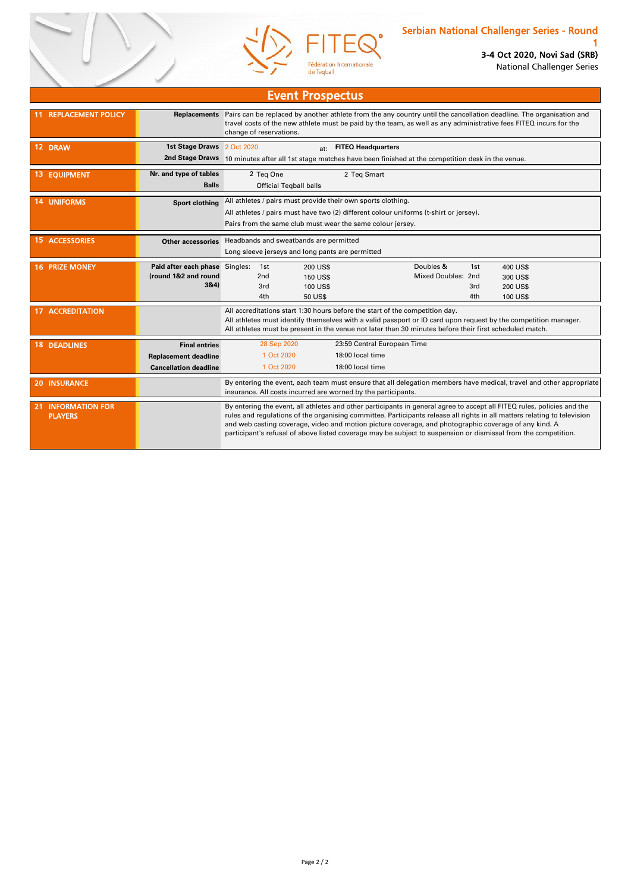Serbian National Challenger Series - Round 1

**3-4 Oct 2020, Novi Sad (SRB)**
National Challenger Series

# Event Prospectus

| | | |
|---|---|---|
| **11 REPLACEMENT POLICY** | **Replacements** | Pairs can be replaced by another athlete from the any country until the cancellation deadline. The organisation and travel costs of the new athlete must be paid by the team, as well as any administrative fees FITEQ incurs for the change of reservations. |
| **12 DRAW** | **1st Stage Draws** | 2 Oct 2020 at: **FITEQ Headquarters** |
| | **2nd Stage Draws** | 10 minutes after all 1st stage matches have been finished at the competition desk in the venue. |
| **13 EQUIPMENT** | **Nr. and type of tables** | 2 Teq One 2 Teq Smart |
| | **Balls** | Official Teqball balls |
| **14 UNIFORMS** | **Sport clothing** | All athletes / pairs must provide their own sports clothing.<br>All athletes / pairs must have two (2) different colour uniforms (t-shirt or jersey).<br>Pairs from the same club must wear the same colour jersey. |
| **15 ACCESSORIES** | **Other accessories** | Headbands and sweatbands are permitted<br>Long sleeve jerseys and long pants are permitted |
| **16 PRIZE MONEY** | **Paid after each phase (round 1&2 and round 3&4)** | Singles: 1st 200 US$, 2nd 150 US$, 3rd 100 US$, 4th 50 US$<br>Doubles & Mixed Doubles: 1st 400 US$, 2nd 300 US$, 3rd 200 US$, 4th 100 US$ |
| **17 ACCREDITATION** | | All accreditations start 1:30 hours before the start of the competition day.<br>All athletes must identify themselves with a valid passport or ID card upon request by the competition manager.<br>All athletes must be present in the venue not later than 30 minutes before their first scheduled match. |
| **18 DEADLINES** | **Final entries** | 28 Sep 2020 23:59 Central European Time |
| | **Replacement deadline** | 1 Oct 2020 18:00 local time |
| | **Cancellation deadline** | 1 Oct 2020 18:00 local time |
| **20 INSURANCE** | | By entering the event, each team must ensure that all delegation members have medical, travel and other appropriate insurance. All costs incurred are worned by the participants. |
| **21 INFORMATION FOR PLAYERS** | | By entering the event, all athletes and other participants in general agree to accept all FITEQ rules, policies and the rules and regulations of the organising committee. Participants release all rights in all matters relating to television and web casting coverage, video and motion picture coverage, and photographic coverage of any kind. A participant's refusal of above listed coverage may be subject to suspension or dismissal from the competition. |